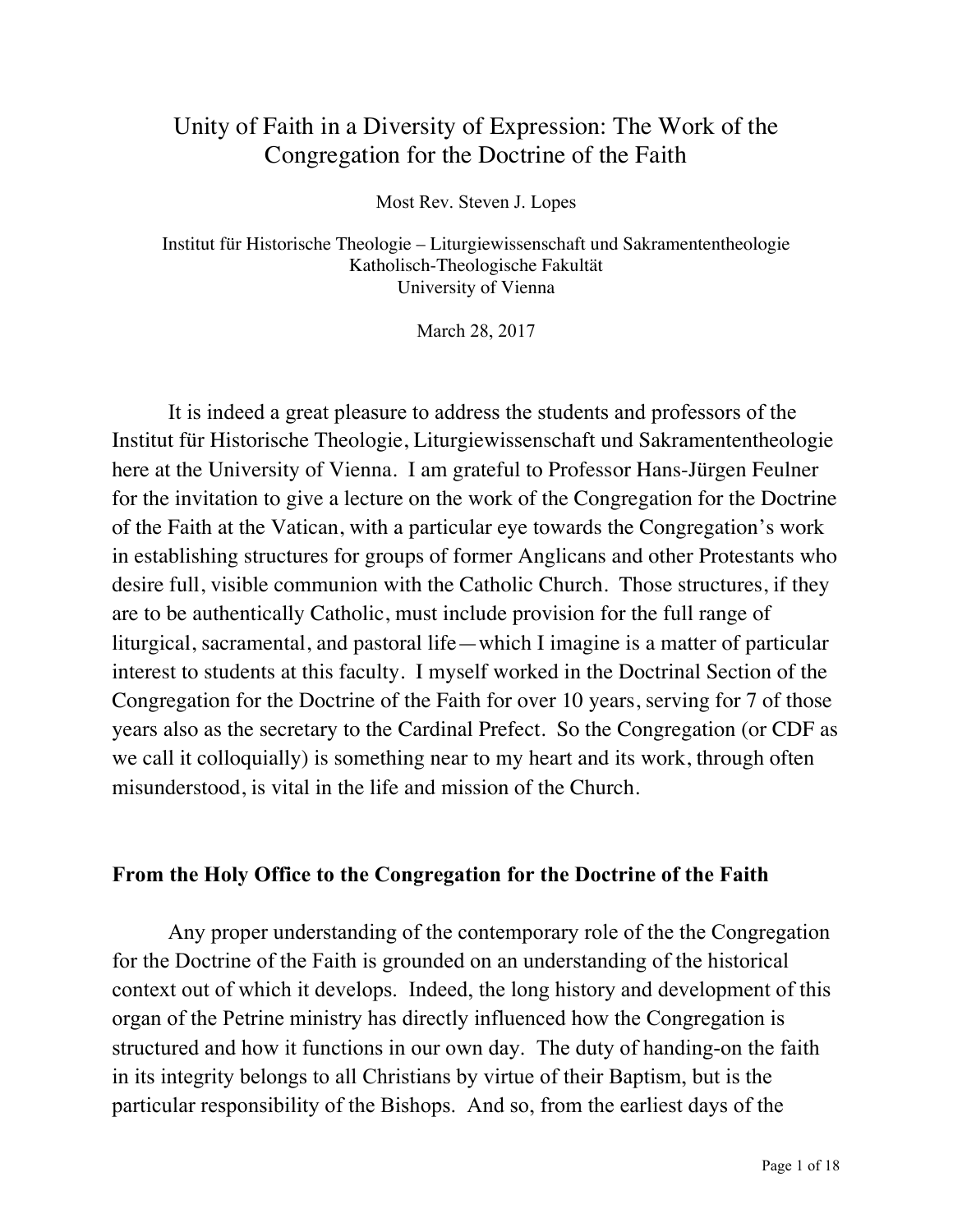# Unity of Faith in a Diversity of Expression: The Work of the Congregation for the Doctrine of the Faith

Most Rev. Steven J. Lopes

Institut für Historische Theologie – Liturgiewissenschaft und Sakramententheologie
Katholisch-Theologische Fakultät
University of Vienna

March 28, 2017

It is indeed a great pleasure to address the students and professors of the Institut für Historische Theologie, Liturgiewissenschaft und Sakramententheologie here at the University of Vienna. I am grateful to Professor Hans-Jürgen Feulner for the invitation to give a lecture on the work of the Congregation for the Doctrine of the Faith at the Vatican, with a particular eye towards the Congregation's work in establishing structures for groups of former Anglicans and other Protestants who desire full, visible communion with the Catholic Church. Those structures, if they are to be authentically Catholic, must include provision for the full range of liturgical, sacramental, and pastoral life—which I imagine is a matter of particular interest to students at this faculty. I myself worked in the Doctrinal Section of the Congregation for the Doctrine of the Faith for over 10 years, serving for 7 of those years also as the secretary to the Cardinal Prefect. So the Congregation (or CDF as we call it colloquially) is something near to my heart and its work, through often misunderstood, is vital in the life and mission of the Church.

## From the Holy Office to the Congregation for the Doctrine of the Faith

Any proper understanding of the contemporary role of the the Congregation for the Doctrine of the Faith is grounded on an understanding of the historical context out of which it develops. Indeed, the long history and development of this organ of the Petrine ministry has directly influenced how the Congregation is structured and how it functions in our own day. The duty of handing-on the faith in its integrity belongs to all Christians by virtue of their Baptism, but is the particular responsibility of the Bishops. And so, from the earliest days of the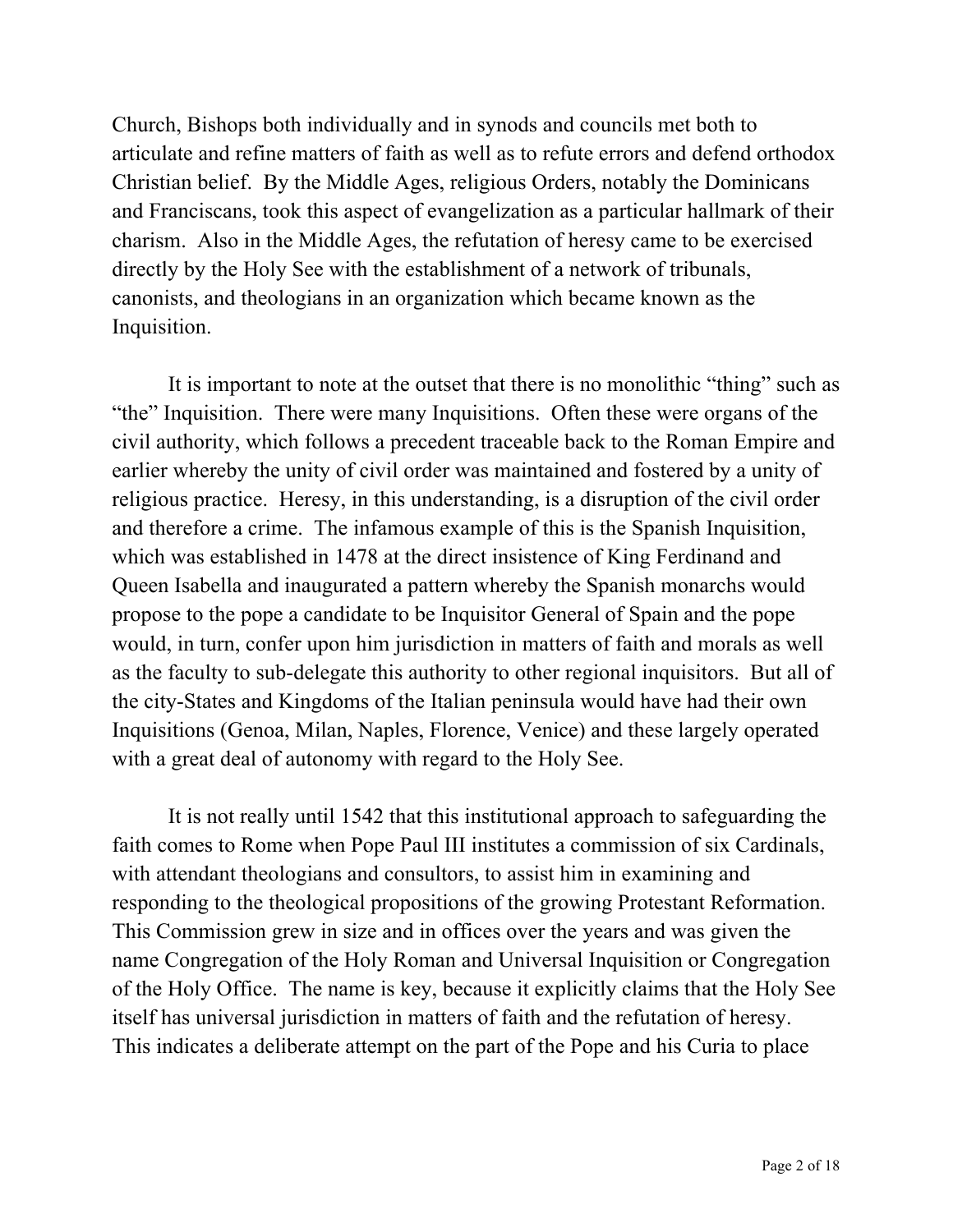Church, Bishops both individually and in synods and councils met both to articulate and refine matters of faith as well as to refute errors and defend orthodox Christian belief. By the Middle Ages, religious Orders, notably the Dominicans and Franciscans, took this aspect of evangelization as a particular hallmark of their charism. Also in the Middle Ages, the refutation of heresy came to be exercised directly by the Holy See with the establishment of a network of tribunals, canonists, and theologians in an organization which became known as the Inquisition.

It is important to note at the outset that there is no monolithic "thing" such as "the" Inquisition. There were many Inquisitions. Often these were organs of the civil authority, which follows a precedent traceable back to the Roman Empire and earlier whereby the unity of civil order was maintained and fostered by a unity of religious practice. Heresy, in this understanding, is a disruption of the civil order and therefore a crime. The infamous example of this is the Spanish Inquisition, which was established in 1478 at the direct insistence of King Ferdinand and Queen Isabella and inaugurated a pattern whereby the Spanish monarchs would propose to the pope a candidate to be Inquisitor General of Spain and the pope would, in turn, confer upon him jurisdiction in matters of faith and morals as well as the faculty to sub-delegate this authority to other regional inquisitors. But all of the city-States and Kingdoms of the Italian peninsula would have had their own Inquisitions (Genoa, Milan, Naples, Florence, Venice) and these largely operated with a great deal of autonomy with regard to the Holy See.

It is not really until 1542 that this institutional approach to safeguarding the faith comes to Rome when Pope Paul III institutes a commission of six Cardinals, with attendant theologians and consultors, to assist him in examining and responding to the theological propositions of the growing Protestant Reformation. This Commission grew in size and in offices over the years and was given the name Congregation of the Holy Roman and Universal Inquisition or Congregation of the Holy Office. The name is key, because it explicitly claims that the Holy See itself has universal jurisdiction in matters of faith and the refutation of heresy. This indicates a deliberate attempt on the part of the Pope and his Curia to place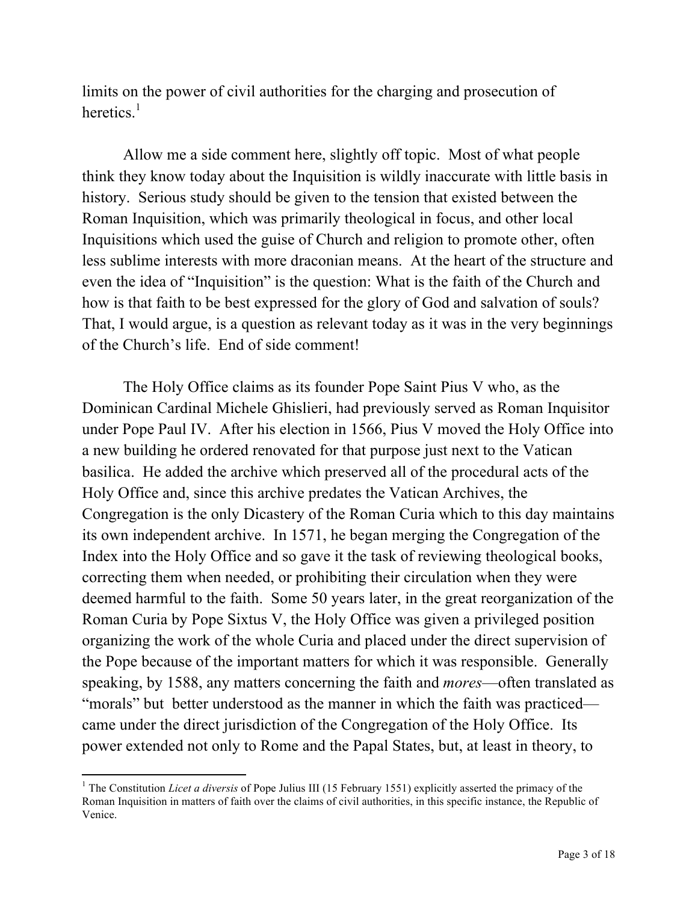limits on the power of civil authorities for the charging and prosecution of heretics.[1]

Allow me a side comment here, slightly off topic. Most of what people think they know today about the Inquisition is wildly inaccurate with little basis in history. Serious study should be given to the tension that existed between the Roman Inquisition, which was primarily theological in focus, and other local Inquisitions which used the guise of Church and religion to promote other, often less sublime interests with more draconian means. At the heart of the structure and even the idea of "Inquisition" is the question: What is the faith of the Church and how is that faith to be best expressed for the glory of God and salvation of souls? That, I would argue, is a question as relevant today as it was in the very beginnings of the Church's life. End of side comment!

The Holy Office claims as its founder Pope Saint Pius V who, as the Dominican Cardinal Michele Ghislieri, had previously served as Roman Inquisitor under Pope Paul IV. After his election in 1566, Pius V moved the Holy Office into a new building he ordered renovated for that purpose just next to the Vatican basilica. He added the archive which preserved all of the procedural acts of the Holy Office and, since this archive predates the Vatican Archives, the Congregation is the only Dicastery of the Roman Curia which to this day maintains its own independent archive. In 1571, he began merging the Congregation of the Index into the Holy Office and so gave it the task of reviewing theological books, correcting them when needed, or prohibiting their circulation when they were deemed harmful to the faith. Some 50 years later, in the great reorganization of the Roman Curia by Pope Sixtus V, the Holy Office was given a privileged position organizing the work of the whole Curia and placed under the direct supervision of the Pope because of the important matters for which it was responsible. Generally speaking, by 1588, any matters concerning the faith and *mores*—often translated as "morals" but better understood as the manner in which the faith was practiced—came under the direct jurisdiction of the Congregation of the Holy Office. Its power extended not only to Rome and the Papal States, but, at least in theory, to

[1] The Constitution *Licet a diversis* of Pope Julius III (15 February 1551) explicitly asserted the primacy of the Roman Inquisition in matters of faith over the claims of civil authorities, in this specific instance, the Republic of Venice.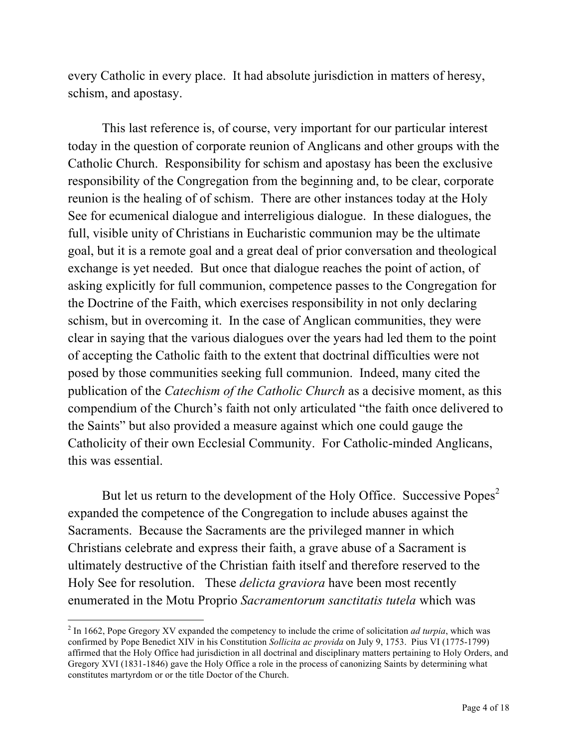every Catholic in every place. It had absolute jurisdiction in matters of heresy, schism, and apostasy.

This last reference is, of course, very important for our particular interest today in the question of corporate reunion of Anglicans and other groups with the Catholic Church. Responsibility for schism and apostasy has been the exclusive responsibility of the Congregation from the beginning and, to be clear, corporate reunion is the healing of of schism. There are other instances today at the Holy See for ecumenical dialogue and interreligious dialogue. In these dialogues, the full, visible unity of Christians in Eucharistic communion may be the ultimate goal, but it is a remote goal and a great deal of prior conversation and theological exchange is yet needed. But once that dialogue reaches the point of action, of asking explicitly for full communion, competence passes to the Congregation for the Doctrine of the Faith, which exercises responsibility in not only declaring schism, but in overcoming it. In the case of Anglican communities, they were clear in saying that the various dialogues over the years had led them to the point of accepting the Catholic faith to the extent that doctrinal difficulties were not posed by those communities seeking full communion. Indeed, many cited the publication of the *Catechism of the Catholic Church* as a decisive moment, as this compendium of the Church's faith not only articulated "the faith once delivered to the Saints" but also provided a measure against which one could gauge the Catholicity of their own Ecclesial Community. For Catholic-minded Anglicans, this was essential.

But let us return to the development of the Holy Office. Successive Popes[2] expanded the competence of the Congregation to include abuses against the Sacraments. Because the Sacraments are the privileged manner in which Christians celebrate and express their faith, a grave abuse of a Sacrament is ultimately destructive of the Christian faith itself and therefore reserved to the Holy See for resolution. These *delicta graviora* have been most recently enumerated in the Motu Proprio *Sacramentorum sanctitatis tutela* which was

[2] In 1662, Pope Gregory XV expanded the competency to include the crime of solicitation *ad turpia*, which was confirmed by Pope Benedict XIV in his Constitution *Sollicita ac provida* on July 9, 1753. Pius VI (1775-1799) affirmed that the Holy Office had jurisdiction in all doctrinal and disciplinary matters pertaining to Holy Orders, and Gregory XVI (1831-1846) gave the Holy Office a role in the process of canonizing Saints by determining what constitutes martyrdom or or the title Doctor of the Church.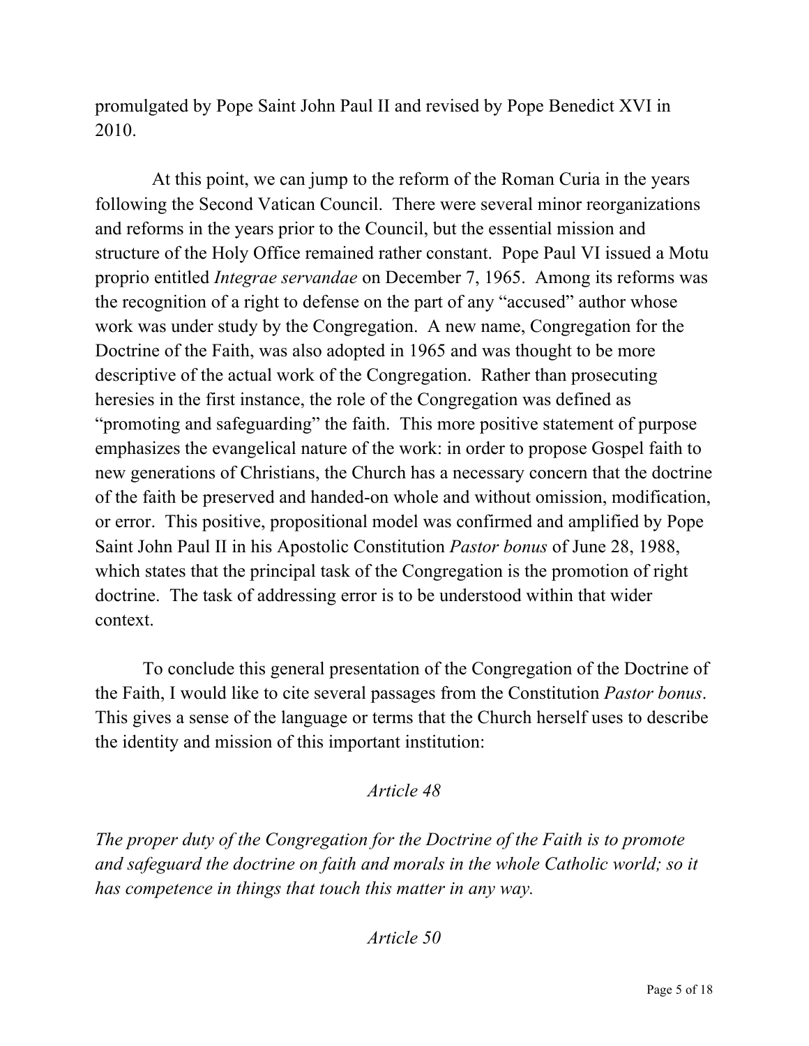promulgated by Pope Saint John Paul II and revised by Pope Benedict XVI in 2010.

At this point, we can jump to the reform of the Roman Curia in the years following the Second Vatican Council. There were several minor reorganizations and reforms in the years prior to the Council, but the essential mission and structure of the Holy Office remained rather constant. Pope Paul VI issued a Motu proprio entitled *Integrae servandae* on December 7, 1965. Among its reforms was the recognition of a right to defense on the part of any "accused" author whose work was under study by the Congregation. A new name, Congregation for the Doctrine of the Faith, was also adopted in 1965 and was thought to be more descriptive of the actual work of the Congregation. Rather than prosecuting heresies in the first instance, the role of the Congregation was defined as "promoting and safeguarding" the faith. This more positive statement of purpose emphasizes the evangelical nature of the work: in order to propose Gospel faith to new generations of Christians, the Church has a necessary concern that the doctrine of the faith be preserved and handed-on whole and without omission, modification, or error. This positive, propositional model was confirmed and amplified by Pope Saint John Paul II in his Apostolic Constitution *Pastor bonus* of June 28, 1988, which states that the principal task of the Congregation is the promotion of right doctrine. The task of addressing error is to be understood within that wider context.

To conclude this general presentation of the Congregation of the Doctrine of the Faith, I would like to cite several passages from the Constitution *Pastor bonus*. This gives a sense of the language or terms that the Church herself uses to describe the identity and mission of this important institution:

*Article 48*

*The proper duty of the Congregation for the Doctrine of the Faith is to promote and safeguard the doctrine on faith and morals in the whole Catholic world; so it has competence in things that touch this matter in any way.*

*Article 50*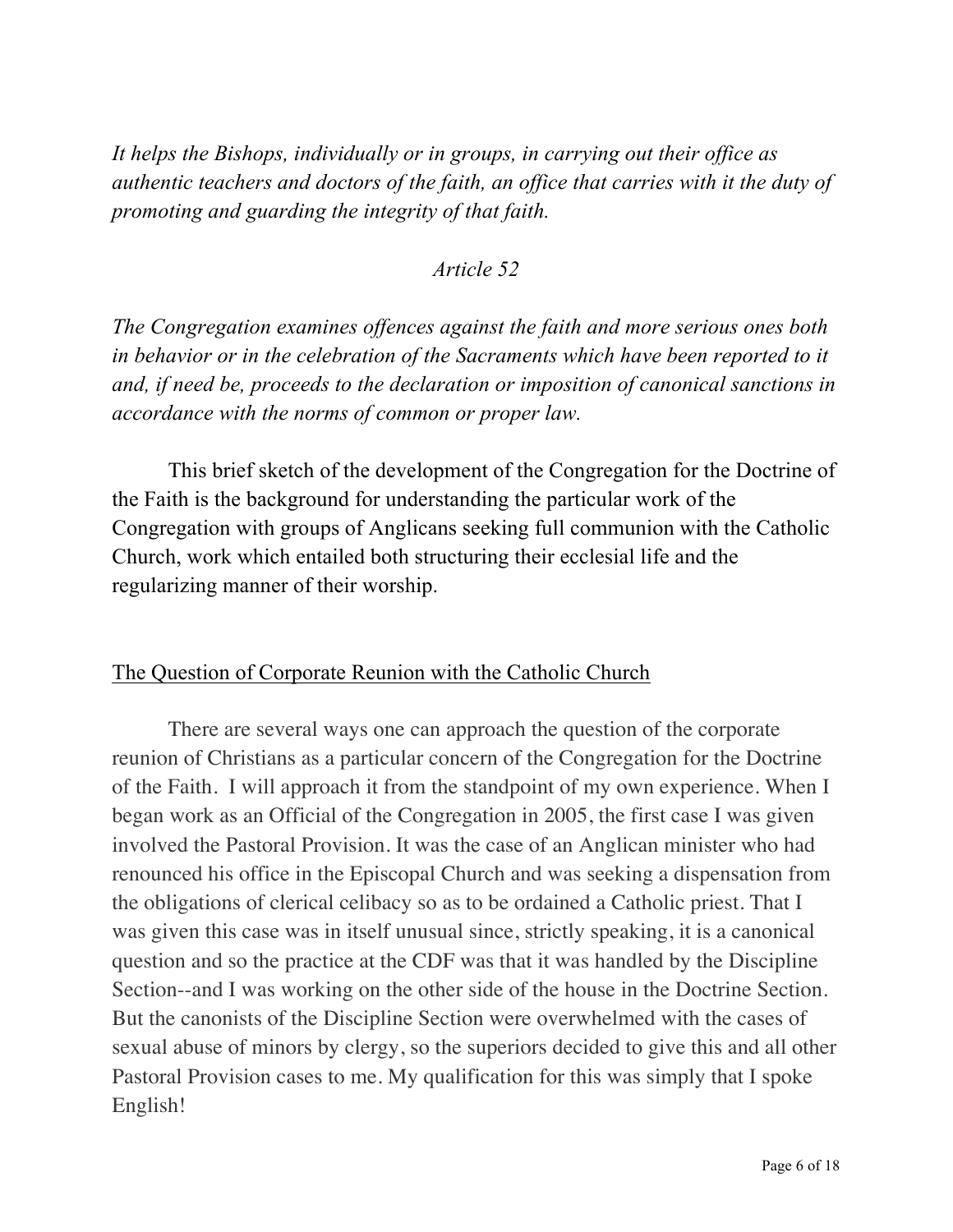*It helps the Bishops, individually or in groups, in carrying out their office as authentic teachers and doctors of the faith, an office that carries with it the duty of promoting and guarding the integrity of that faith.*

*Article 52*

*The Congregation examines offences against the faith and more serious ones both in behavior or in the celebration of the Sacraments which have been reported to it and, if need be, proceeds to the declaration or imposition of canonical sanctions in accordance with the norms of common or proper law.*

This brief sketch of the development of the Congregation for the Doctrine of the Faith is the background for understanding the particular work of the Congregation with groups of Anglicans seeking full communion with the Catholic Church, work which entailed both structuring their ecclesial life and the regularizing manner of their worship.

## The Question of Corporate Reunion with the Catholic Church

There are several ways one can approach the question of the corporate reunion of Christians as a particular concern of the Congregation for the Doctrine of the Faith. I will approach it from the standpoint of my own experience. When I began work as an Official of the Congregation in 2005, the first case I was given involved the Pastoral Provision. It was the case of an Anglican minister who had renounced his office in the Episcopal Church and was seeking a dispensation from the obligations of clerical celibacy so as to be ordained a Catholic priest. That I was given this case was in itself unusual since, strictly speaking, it is a canonical question and so the practice at the CDF was that it was handled by the Discipline Section--and I was working on the other side of the house in the Doctrine Section. But the canonists of the Discipline Section were overwhelmed with the cases of sexual abuse of minors by clergy, so the superiors decided to give this and all other Pastoral Provision cases to me. My qualification for this was simply that I spoke English!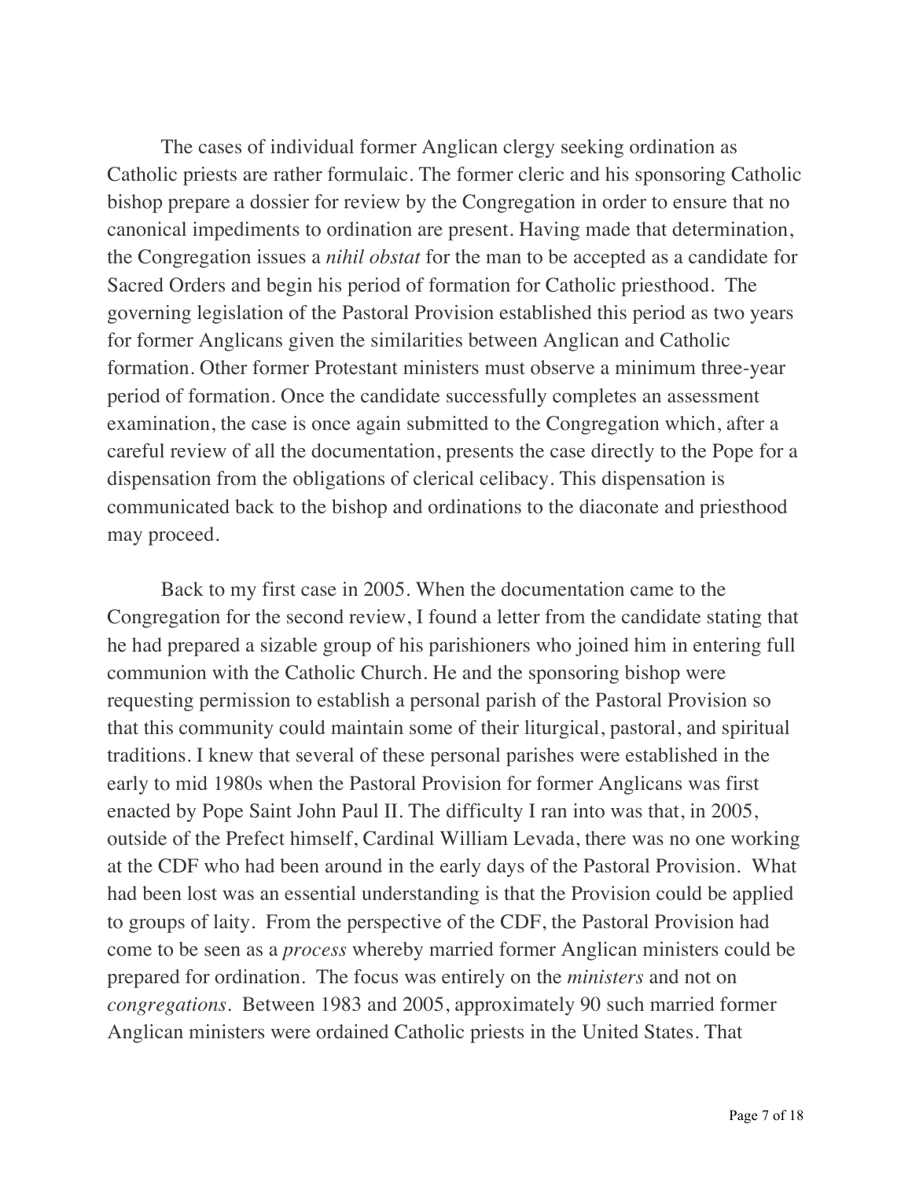The cases of individual former Anglican clergy seeking ordination as Catholic priests are rather formulaic. The former cleric and his sponsoring Catholic bishop prepare a dossier for review by the Congregation in order to ensure that no canonical impediments to ordination are present. Having made that determination, the Congregation issues a *nihil obstat* for the man to be accepted as a candidate for Sacred Orders and begin his period of formation for Catholic priesthood. The governing legislation of the Pastoral Provision established this period as two years for former Anglicans given the similarities between Anglican and Catholic formation. Other former Protestant ministers must observe a minimum three-year period of formation. Once the candidate successfully completes an assessment examination, the case is once again submitted to the Congregation which, after a careful review of all the documentation, presents the case directly to the Pope for a dispensation from the obligations of clerical celibacy. This dispensation is communicated back to the bishop and ordinations to the diaconate and priesthood may proceed.

Back to my first case in 2005. When the documentation came to the Congregation for the second review, I found a letter from the candidate stating that he had prepared a sizable group of his parishioners who joined him in entering full communion with the Catholic Church. He and the sponsoring bishop were requesting permission to establish a personal parish of the Pastoral Provision so that this community could maintain some of their liturgical, pastoral, and spiritual traditions. I knew that several of these personal parishes were established in the early to mid 1980s when the Pastoral Provision for former Anglicans was first enacted by Pope Saint John Paul II. The difficulty I ran into was that, in 2005, outside of the Prefect himself, Cardinal William Levada, there was no one working at the CDF who had been around in the early days of the Pastoral Provision. What had been lost was an essential understanding is that the Provision could be applied to groups of laity. From the perspective of the CDF, the Pastoral Provision had come to be seen as a *process* whereby married former Anglican ministers could be prepared for ordination. The focus was entirely on the *ministers* and not on *congregations*. Between 1983 and 2005, approximately 90 such married former Anglican ministers were ordained Catholic priests in the United States. That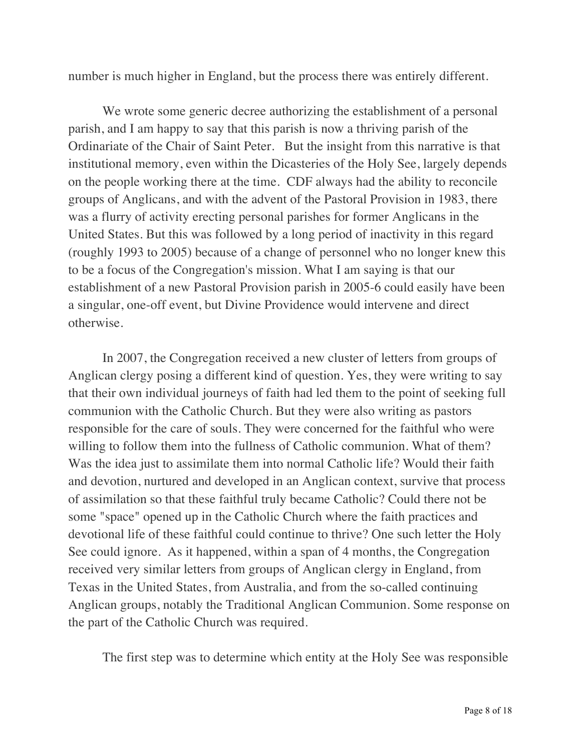number is much higher in England, but the process there was entirely different.

We wrote some generic decree authorizing the establishment of a personal parish, and I am happy to say that this parish is now a thriving parish of the Ordinariate of the Chair of Saint Peter. But the insight from this narrative is that institutional memory, even within the Dicasteries of the Holy See, largely depends on the people working there at the time. CDF always had the ability to reconcile groups of Anglicans, and with the advent of the Pastoral Provision in 1983, there was a flurry of activity erecting personal parishes for former Anglicans in the United States. But this was followed by a long period of inactivity in this regard (roughly 1993 to 2005) because of a change of personnel who no longer knew this to be a focus of the Congregation's mission. What I am saying is that our establishment of a new Pastoral Provision parish in 2005-6 could easily have been a singular, one-off event, but Divine Providence would intervene and direct otherwise.

In 2007, the Congregation received a new cluster of letters from groups of Anglican clergy posing a different kind of question. Yes, they were writing to say that their own individual journeys of faith had led them to the point of seeking full communion with the Catholic Church. But they were also writing as pastors responsible for the care of souls. They were concerned for the faithful who were willing to follow them into the fullness of Catholic communion. What of them? Was the idea just to assimilate them into normal Catholic life? Would their faith and devotion, nurtured and developed in an Anglican context, survive that process of assimilation so that these faithful truly became Catholic? Could there not be some "space" opened up in the Catholic Church where the faith practices and devotional life of these faithful could continue to thrive? One such letter the Holy See could ignore. As it happened, within a span of 4 months, the Congregation received very similar letters from groups of Anglican clergy in England, from Texas in the United States, from Australia, and from the so-called continuing Anglican groups, notably the Traditional Anglican Communion. Some response on the part of the Catholic Church was required.

The first step was to determine which entity at the Holy See was responsible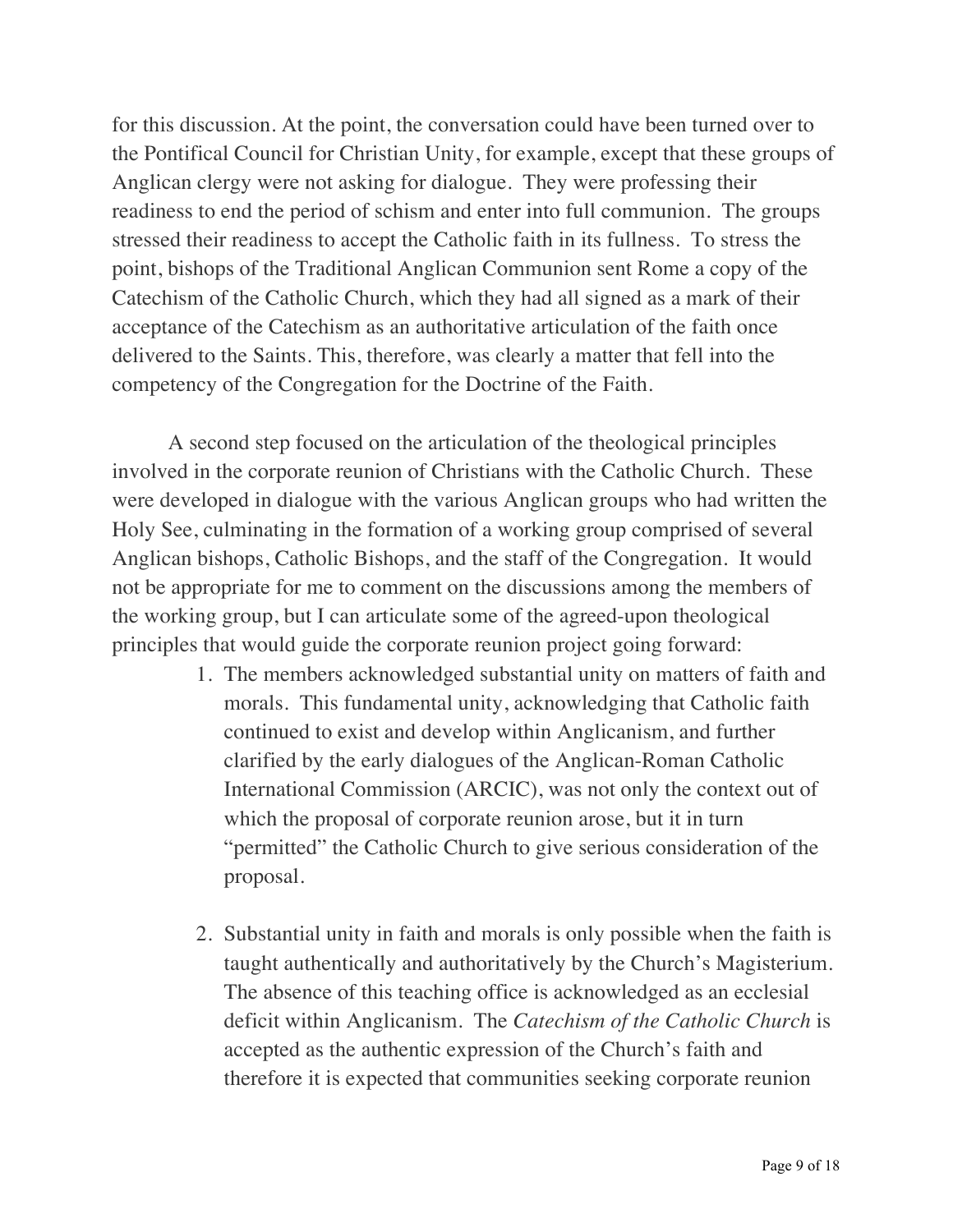for this discussion. At the point, the conversation could have been turned over to the Pontifical Council for Christian Unity, for example, except that these groups of Anglican clergy were not asking for dialogue. They were professing their readiness to end the period of schism and enter into full communion. The groups stressed their readiness to accept the Catholic faith in its fullness. To stress the point, bishops of the Traditional Anglican Communion sent Rome a copy of the Catechism of the Catholic Church, which they had all signed as a mark of their acceptance of the Catechism as an authoritative articulation of the faith once delivered to the Saints. This, therefore, was clearly a matter that fell into the competency of the Congregation for the Doctrine of the Faith.

A second step focused on the articulation of the theological principles involved in the corporate reunion of Christians with the Catholic Church. These were developed in dialogue with the various Anglican groups who had written the Holy See, culminating in the formation of a working group comprised of several Anglican bishops, Catholic Bishops, and the staff of the Congregation. It would not be appropriate for me to comment on the discussions among the members of the working group, but I can articulate some of the agreed-upon theological principles that would guide the corporate reunion project going forward:

1. The members acknowledged substantial unity on matters of faith and morals. This fundamental unity, acknowledging that Catholic faith continued to exist and develop within Anglicanism, and further clarified by the early dialogues of the Anglican-Roman Catholic International Commission (ARCIC), was not only the context out of which the proposal of corporate reunion arose, but it in turn "permitted" the Catholic Church to give serious consideration of the proposal.

2. Substantial unity in faith and morals is only possible when the faith is taught authentically and authoritatively by the Church's Magisterium. The absence of this teaching office is acknowledged as an ecclesial deficit within Anglicanism. The *Catechism of the Catholic Church* is accepted as the authentic expression of the Church's faith and therefore it is expected that communities seeking corporate reunion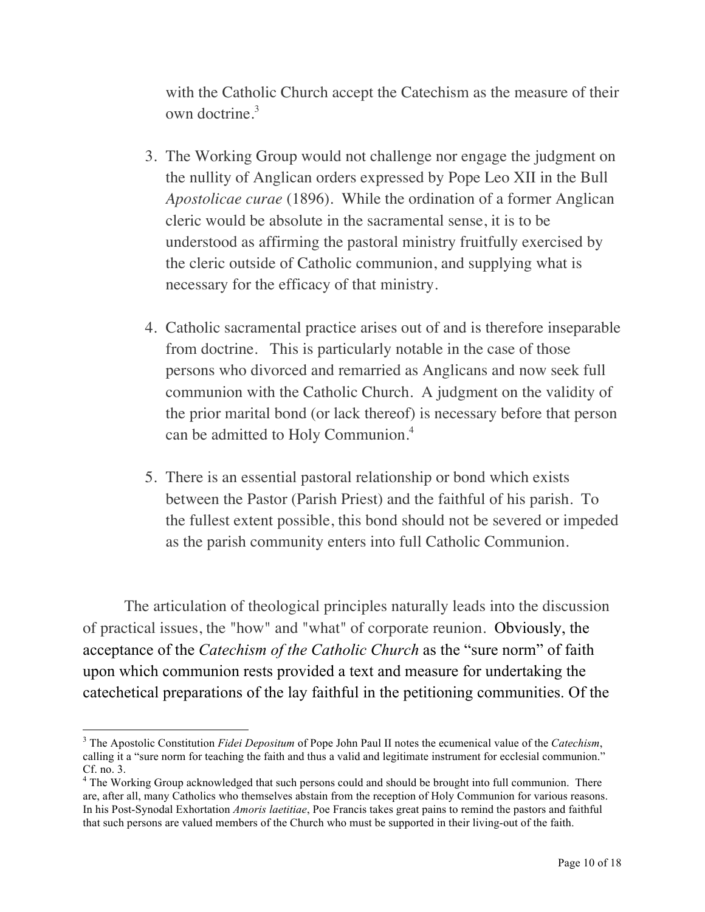with the Catholic Church accept the Catechism as the measure of their own doctrine.[3]

3. The Working Group would not challenge nor engage the judgment on the nullity of Anglican orders expressed by Pope Leo XII in the Bull *Apostolicae curae* (1896). While the ordination of a former Anglican cleric would be absolute in the sacramental sense, it is to be understood as affirming the pastoral ministry fruitfully exercised by the cleric outside of Catholic communion, and supplying what is necessary for the efficacy of that ministry.

4. Catholic sacramental practice arises out of and is therefore inseparable from doctrine. This is particularly notable in the case of those persons who divorced and remarried as Anglicans and now seek full communion with the Catholic Church. A judgment on the validity of the prior marital bond (or lack thereof) is necessary before that person can be admitted to Holy Communion.[4]

5. There is an essential pastoral relationship or bond which exists between the Pastor (Parish Priest) and the faithful of his parish. To the fullest extent possible, this bond should not be severed or impeded as the parish community enters into full Catholic Communion.

The articulation of theological principles naturally leads into the discussion of practical issues, the "how" and "what" of corporate reunion. Obviously, the acceptance of the *Catechism of the Catholic Church* as the "sure norm" of faith upon which communion rests provided a text and measure for undertaking the catechetical preparations of the lay faithful in the petitioning communities. Of the

---

[3] The Apostolic Constitution *Fidei Depositum* of Pope John Paul II notes the ecumenical value of the *Catechism*, calling it a "sure norm for teaching the faith and thus a valid and legitimate instrument for ecclesial communion." Cf. no. 3.

[4] The Working Group acknowledged that such persons could and should be brought into full communion. There are, after all, many Catholics who themselves abstain from the reception of Holy Communion for various reasons. In his Post-Synodal Exhortation *Amoris laetitiae*, Poe Francis takes great pains to remind the pastors and faithful that such persons are valued members of the Church who must be supported in their living-out of the faith.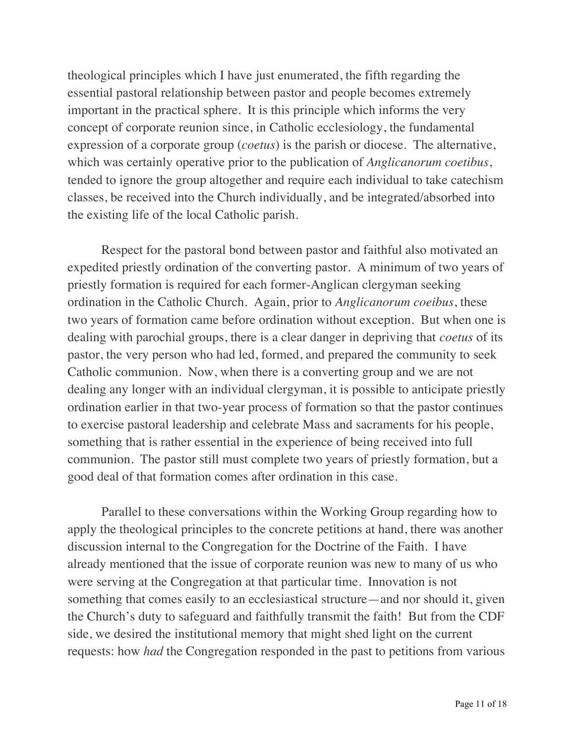theological principles which I have just enumerated, the fifth regarding the essential pastoral relationship between pastor and people becomes extremely important in the practical sphere. It is this principle which informs the very concept of corporate reunion since, in Catholic ecclesiology, the fundamental expression of a corporate group (*coetus*) is the parish or diocese. The alternative, which was certainly operative prior to the publication of *Anglicanorum coetibus*, tended to ignore the group altogether and require each individual to take catechism classes, be received into the Church individually, and be integrated/absorbed into the existing life of the local Catholic parish.

Respect for the pastoral bond between pastor and faithful also motivated an expedited priestly ordination of the converting pastor. A minimum of two years of priestly formation is required for each former-Anglican clergyman seeking ordination in the Catholic Church. Again, prior to *Anglicanorum coeibus*, these two years of formation came before ordination without exception. But when one is dealing with parochial groups, there is a clear danger in depriving that *coetus* of its pastor, the very person who had led, formed, and prepared the community to seek Catholic communion. Now, when there is a converting group and we are not dealing any longer with an individual clergyman, it is possible to anticipate priestly ordination earlier in that two-year process of formation so that the pastor continues to exercise pastoral leadership and celebrate Mass and sacraments for his people, something that is rather essential in the experience of being received into full communion. The pastor still must complete two years of priestly formation, but a good deal of that formation comes after ordination in this case.

Parallel to these conversations within the Working Group regarding how to apply the theological principles to the concrete petitions at hand, there was another discussion internal to the Congregation for the Doctrine of the Faith. I have already mentioned that the issue of corporate reunion was new to many of us who were serving at the Congregation at that particular time. Innovation is not something that comes easily to an ecclesiastical structure—and nor should it, given the Church's duty to safeguard and faithfully transmit the faith! But from the CDF side, we desired the institutional memory that might shed light on the current requests: how *had* the Congregation responded in the past to petitions from various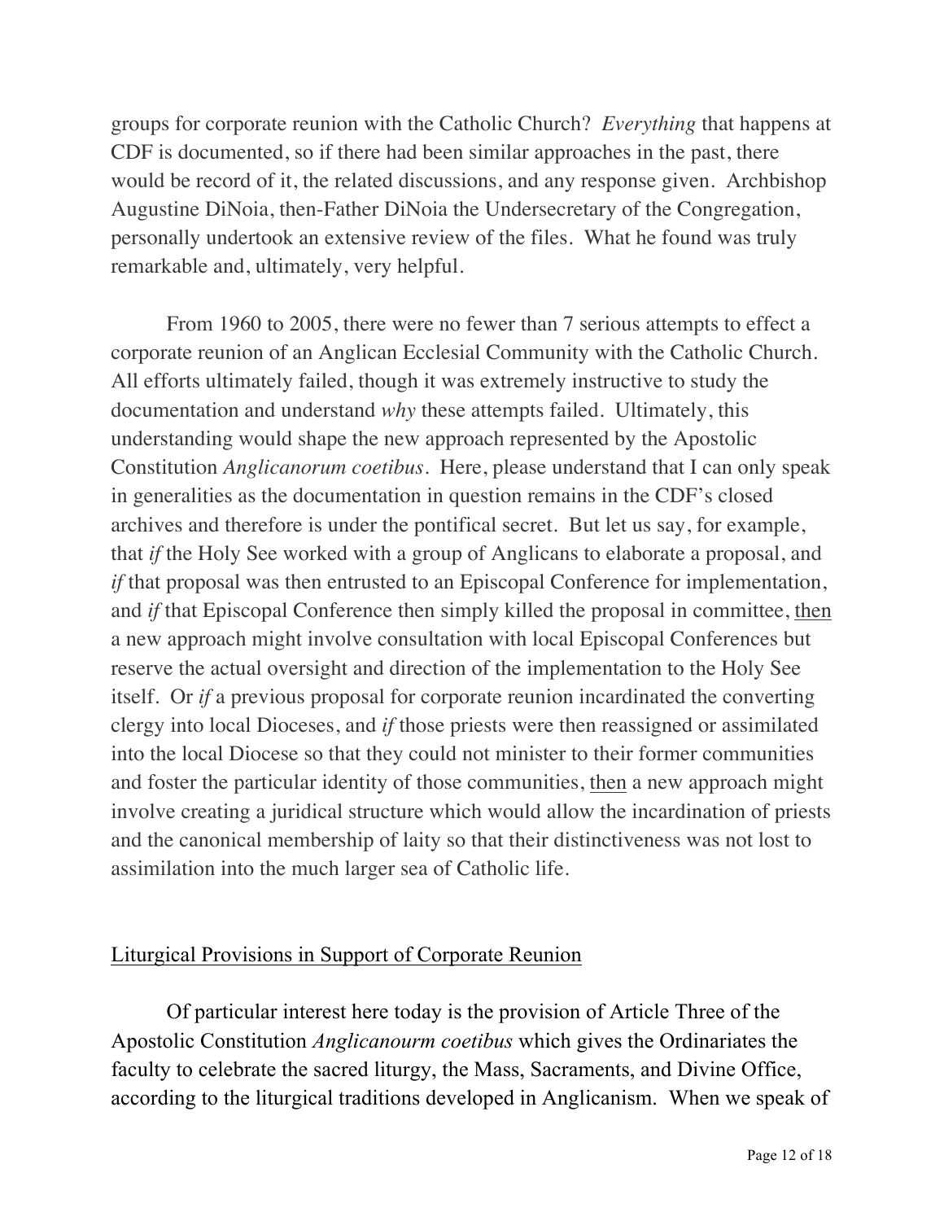groups for corporate reunion with the Catholic Church? *Everything* that happens at CDF is documented, so if there had been similar approaches in the past, there would be record of it, the related discussions, and any response given. Archbishop Augustine DiNoia, then-Father DiNoia the Undersecretary of the Congregation, personally undertook an extensive review of the files. What he found was truly remarkable and, ultimately, very helpful.

From 1960 to 2005, there were no fewer than 7 serious attempts to effect a corporate reunion of an Anglican Ecclesial Community with the Catholic Church. All efforts ultimately failed, though it was extremely instructive to study the documentation and understand *why* these attempts failed. Ultimately, this understanding would shape the new approach represented by the Apostolic Constitution *Anglicanorum coetibus*. Here, please understand that I can only speak in generalities as the documentation in question remains in the CDF's closed archives and therefore is under the pontifical secret. But let us say, for example, that *if* the Holy See worked with a group of Anglicans to elaborate a proposal, and *if* that proposal was then entrusted to an Episcopal Conference for implementation, and *if* that Episcopal Conference then simply killed the proposal in committee, <u>then</u> a new approach might involve consultation with local Episcopal Conferences but reserve the actual oversight and direction of the implementation to the Holy See itself. Or *if* a previous proposal for corporate reunion incardinated the converting clergy into local Dioceses, and *if* those priests were then reassigned or assimilated into the local Diocese so that they could not minister to their former communities and foster the particular identity of those communities, <u>then</u> a new approach might involve creating a juridical structure which would allow the incardination of priests and the canonical membership of laity so that their distinctiveness was not lost to assimilation into the much larger sea of Catholic life.

## <u>Liturgical Provisions in Support of Corporate Reunion</u>

Of particular interest here today is the provision of Article Three of the Apostolic Constitution *Anglicanourm coetibus* which gives the Ordinariates the faculty to celebrate the sacred liturgy, the Mass, Sacraments, and Divine Office, according to the liturgical traditions developed in Anglicanism. When we speak of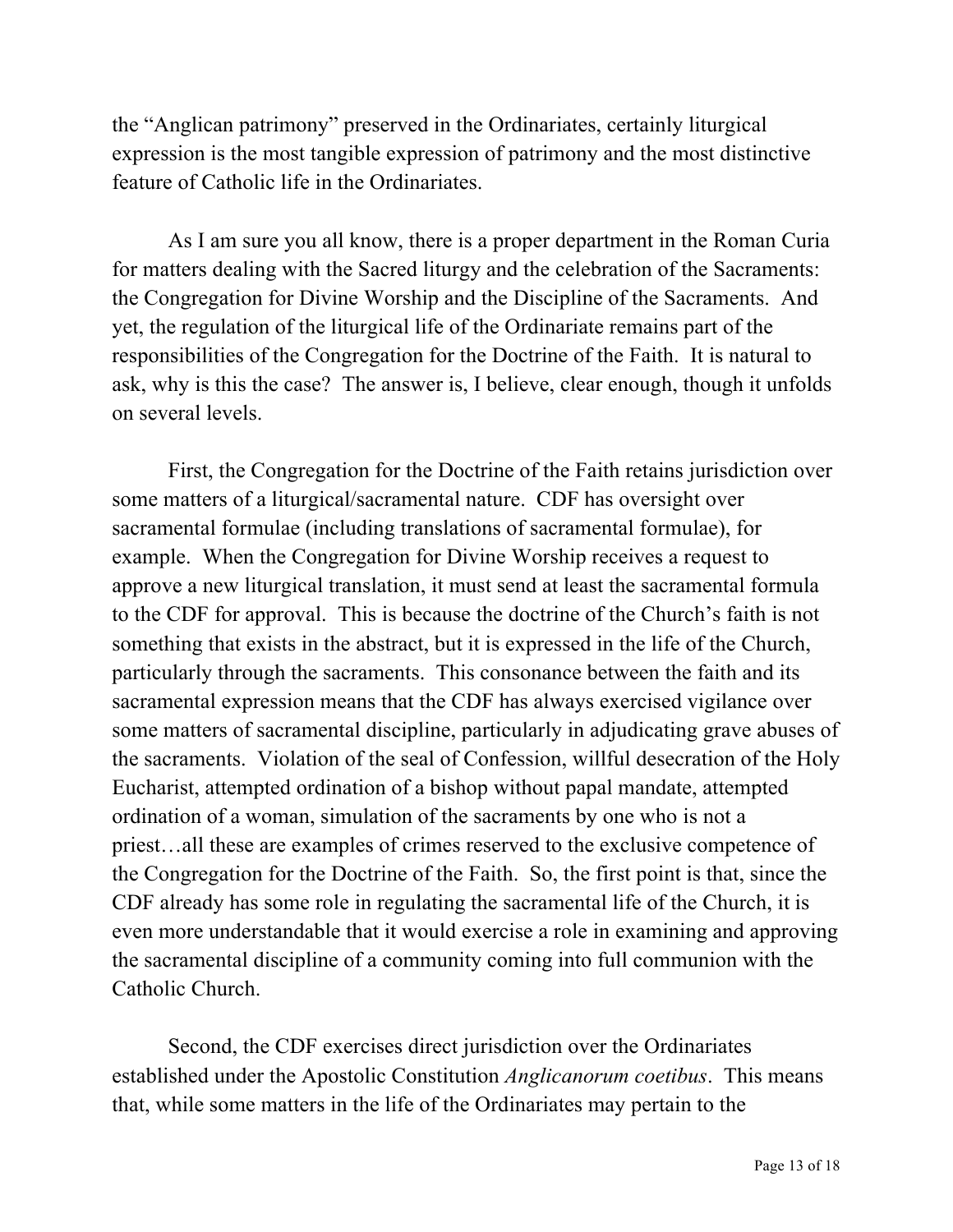the "Anglican patrimony" preserved in the Ordinariates, certainly liturgical expression is the most tangible expression of patrimony and the most distinctive feature of Catholic life in the Ordinariates.

As I am sure you all know, there is a proper department in the Roman Curia for matters dealing with the Sacred liturgy and the celebration of the Sacraments: the Congregation for Divine Worship and the Discipline of the Sacraments. And yet, the regulation of the liturgical life of the Ordinariate remains part of the responsibilities of the Congregation for the Doctrine of the Faith. It is natural to ask, why is this the case? The answer is, I believe, clear enough, though it unfolds on several levels.

First, the Congregation for the Doctrine of the Faith retains jurisdiction over some matters of a liturgical/sacramental nature. CDF has oversight over sacramental formulae (including translations of sacramental formulae), for example. When the Congregation for Divine Worship receives a request to approve a new liturgical translation, it must send at least the sacramental formula to the CDF for approval. This is because the doctrine of the Church's faith is not something that exists in the abstract, but it is expressed in the life of the Church, particularly through the sacraments. This consonance between the faith and its sacramental expression means that the CDF has always exercised vigilance over some matters of sacramental discipline, particularly in adjudicating grave abuses of the sacraments. Violation of the seal of Confession, willful desecration of the Holy Eucharist, attempted ordination of a bishop without papal mandate, attempted ordination of a woman, simulation of the sacraments by one who is not a priest…all these are examples of crimes reserved to the exclusive competence of the Congregation for the Doctrine of the Faith. So, the first point is that, since the CDF already has some role in regulating the sacramental life of the Church, it is even more understandable that it would exercise a role in examining and approving the sacramental discipline of a community coming into full communion with the Catholic Church.

Second, the CDF exercises direct jurisdiction over the Ordinariates established under the Apostolic Constitution *Anglicanorum coetibus*. This means that, while some matters in the life of the Ordinariates may pertain to the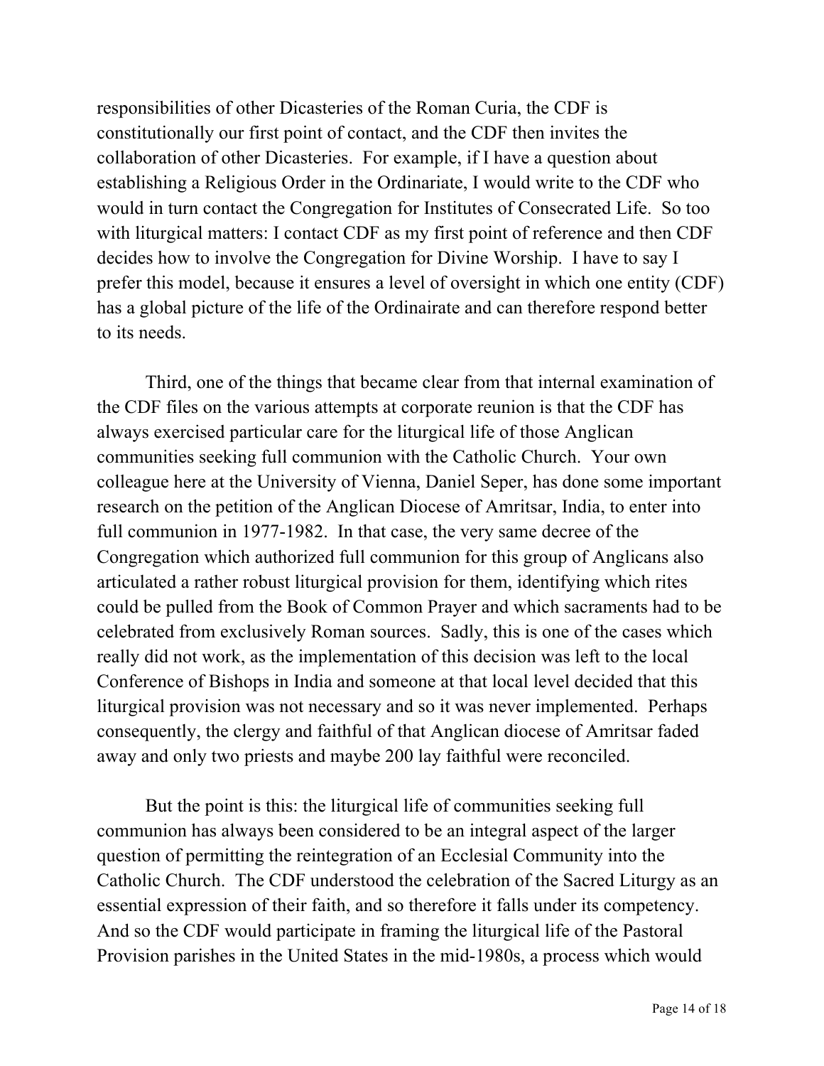responsibilities of other Dicasteries of the Roman Curia, the CDF is constitutionally our first point of contact, and the CDF then invites the collaboration of other Dicasteries. For example, if I have a question about establishing a Religious Order in the Ordinariate, I would write to the CDF who would in turn contact the Congregation for Institutes of Consecrated Life. So too with liturgical matters: I contact CDF as my first point of reference and then CDF decides how to involve the Congregation for Divine Worship. I have to say I prefer this model, because it ensures a level of oversight in which one entity (CDF) has a global picture of the life of the Ordinairate and can therefore respond better to its needs.

Third, one of the things that became clear from that internal examination of the CDF files on the various attempts at corporate reunion is that the CDF has always exercised particular care for the liturgical life of those Anglican communities seeking full communion with the Catholic Church. Your own colleague here at the University of Vienna, Daniel Seper, has done some important research on the petition of the Anglican Diocese of Amritsar, India, to enter into full communion in 1977-1982. In that case, the very same decree of the Congregation which authorized full communion for this group of Anglicans also articulated a rather robust liturgical provision for them, identifying which rites could be pulled from the Book of Common Prayer and which sacraments had to be celebrated from exclusively Roman sources. Sadly, this is one of the cases which really did not work, as the implementation of this decision was left to the local Conference of Bishops in India and someone at that local level decided that this liturgical provision was not necessary and so it was never implemented. Perhaps consequently, the clergy and faithful of that Anglican diocese of Amritsar faded away and only two priests and maybe 200 lay faithful were reconciled.

But the point is this: the liturgical life of communities seeking full communion has always been considered to be an integral aspect of the larger question of permitting the reintegration of an Ecclesial Community into the Catholic Church. The CDF understood the celebration of the Sacred Liturgy as an essential expression of their faith, and so therefore it falls under its competency. And so the CDF would participate in framing the liturgical life of the Pastoral Provision parishes in the United States in the mid-1980s, a process which would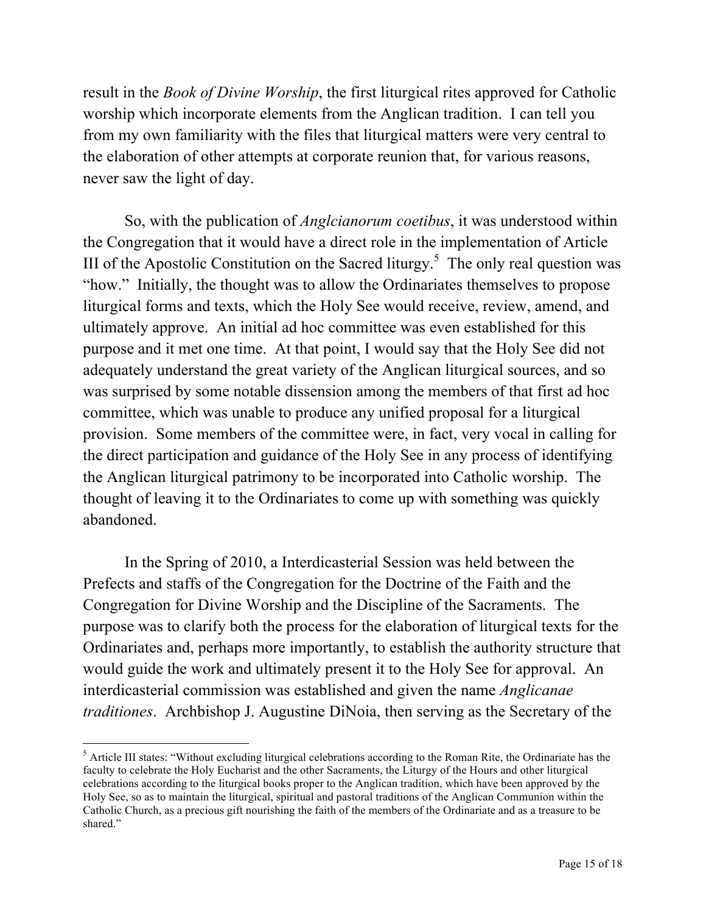result in the *Book of Divine Worship*, the first liturgical rites approved for Catholic worship which incorporate elements from the Anglican tradition. I can tell you from my own familiarity with the files that liturgical matters were very central to the elaboration of other attempts at corporate reunion that, for various reasons, never saw the light of day.

So, with the publication of *Anglcianorum coetibus*, it was understood within the Congregation that it would have a direct role in the implementation of Article III of the Apostolic Constitution on the Sacred liturgy.[5] The only real question was "how." Initially, the thought was to allow the Ordinariates themselves to propose liturgical forms and texts, which the Holy See would receive, review, amend, and ultimately approve. An initial ad hoc committee was even established for this purpose and it met one time. At that point, I would say that the Holy See did not adequately understand the great variety of the Anglican liturgical sources, and so was surprised by some notable dissension among the members of that first ad hoc committee, which was unable to produce any unified proposal for a liturgical provision. Some members of the committee were, in fact, very vocal in calling for the direct participation and guidance of the Holy See in any process of identifying the Anglican liturgical patrimony to be incorporated into Catholic worship. The thought of leaving it to the Ordinariates to come up with something was quickly abandoned.

In the Spring of 2010, a Interdicasterial Session was held between the Prefects and staffs of the Congregation for the Doctrine of the Faith and the Congregation for Divine Worship and the Discipline of the Sacraments. The purpose was to clarify both the process for the elaboration of liturgical texts for the Ordinariates and, perhaps more importantly, to establish the authority structure that would guide the work and ultimately present it to the Holy See for approval. An interdicasterial commission was established and given the name *Anglicanae traditiones*. Archbishop J. Augustine DiNoia, then serving as the Secretary of the

---

[5] Article III states: "Without excluding liturgical celebrations according to the Roman Rite, the Ordinariate has the faculty to celebrate the Holy Eucharist and the other Sacraments, the Liturgy of the Hours and other liturgical celebrations according to the liturgical books proper to the Anglican tradition, which have been approved by the Holy See, so as to maintain the liturgical, spiritual and pastoral traditions of the Anglican Communion within the Catholic Church, as a precious gift nourishing the faith of the members of the Ordinariate and as a treasure to be shared."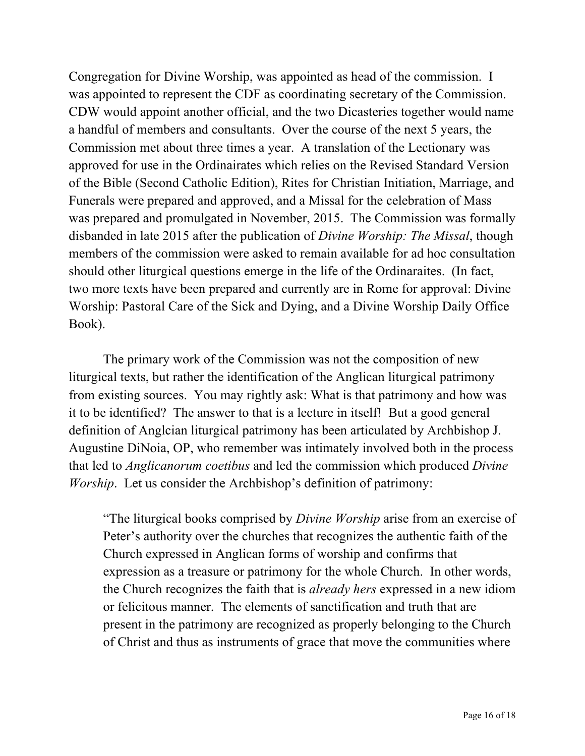Congregation for Divine Worship, was appointed as head of the commission. I was appointed to represent the CDF as coordinating secretary of the Commission. CDW would appoint another official, and the two Dicasteries together would name a handful of members and consultants. Over the course of the next 5 years, the Commission met about three times a year. A translation of the Lectionary was approved for use in the Ordinairates which relies on the Revised Standard Version of the Bible (Second Catholic Edition), Rites for Christian Initiation, Marriage, and Funerals were prepared and approved, and a Missal for the celebration of Mass was prepared and promulgated in November, 2015. The Commission was formally disbanded in late 2015 after the publication of *Divine Worship: The Missal*, though members of the commission were asked to remain available for ad hoc consultation should other liturgical questions emerge in the life of the Ordinaraites. (In fact, two more texts have been prepared and currently are in Rome for approval: Divine Worship: Pastoral Care of the Sick and Dying, and a Divine Worship Daily Office Book).

The primary work of the Commission was not the composition of new liturgical texts, but rather the identification of the Anglican liturgical patrimony from existing sources. You may rightly ask: What is that patrimony and how was it to be identified? The answer to that is a lecture in itself! But a good general definition of Anglcian liturgical patrimony has been articulated by Archbishop J. Augustine DiNoia, OP, who remember was intimately involved both in the process that led to *Anglicanorum coetibus* and led the commission which produced *Divine Worship*. Let us consider the Archbishop's definition of patrimony:

> "The liturgical books comprised by *Divine Worship* arise from an exercise of Peter's authority over the churches that recognizes the authentic faith of the Church expressed in Anglican forms of worship and confirms that expression as a treasure or patrimony for the whole Church. In other words, the Church recognizes the faith that is *already hers* expressed in a new idiom or felicitous manner. The elements of sanctification and truth that are present in the patrimony are recognized as properly belonging to the Church of Christ and thus as instruments of grace that move the communities where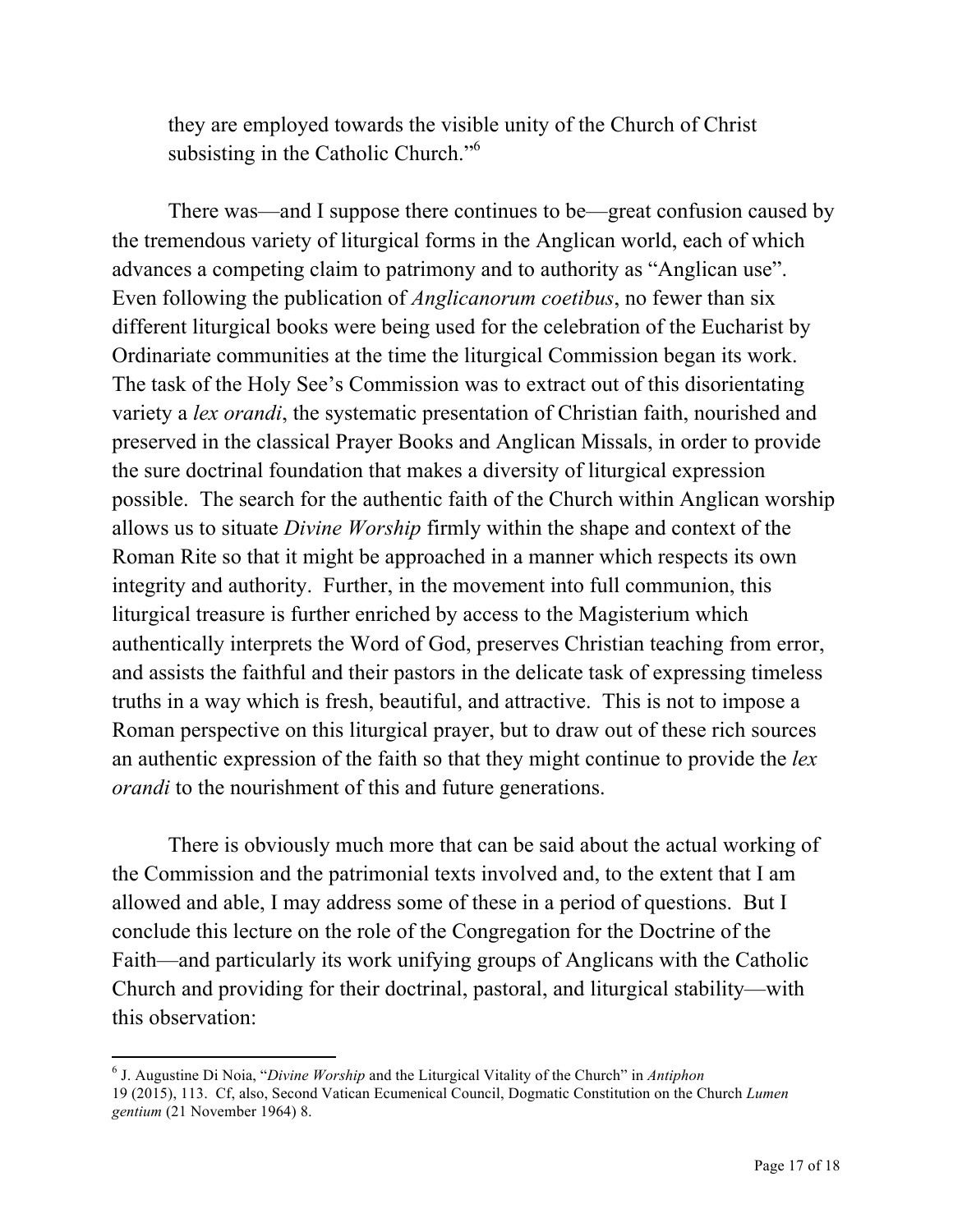they are employed towards the visible unity of the Church of Christ subsisting in the Catholic Church."[6]

There was—and I suppose there continues to be—great confusion caused by the tremendous variety of liturgical forms in the Anglican world, each of which advances a competing claim to patrimony and to authority as "Anglican use". Even following the publication of *Anglicanorum coetibus*, no fewer than six different liturgical books were being used for the celebration of the Eucharist by Ordinariate communities at the time the liturgical Commission began its work. The task of the Holy See's Commission was to extract out of this disorientating variety a *lex orandi*, the systematic presentation of Christian faith, nourished and preserved in the classical Prayer Books and Anglican Missals, in order to provide the sure doctrinal foundation that makes a diversity of liturgical expression possible. The search for the authentic faith of the Church within Anglican worship allows us to situate *Divine Worship* firmly within the shape and context of the Roman Rite so that it might be approached in a manner which respects its own integrity and authority. Further, in the movement into full communion, this liturgical treasure is further enriched by access to the Magisterium which authentically interprets the Word of God, preserves Christian teaching from error, and assists the faithful and their pastors in the delicate task of expressing timeless truths in a way which is fresh, beautiful, and attractive. This is not to impose a Roman perspective on this liturgical prayer, but to draw out of these rich sources an authentic expression of the faith so that they might continue to provide the *lex orandi* to the nourishment of this and future generations.

There is obviously much more that can be said about the actual working of the Commission and the patrimonial texts involved and, to the extent that I am allowed and able, I may address some of these in a period of questions. But I conclude this lecture on the role of the Congregation for the Doctrine of the Faith—and particularly its work unifying groups of Anglicans with the Catholic Church and providing for their doctrinal, pastoral, and liturgical stability—with this observation:

---

[6] J. Augustine Di Noia, "*Divine Worship* and the Liturgical Vitality of the Church" in *Antiphon* 19 (2015), 113. Cf, also, Second Vatican Ecumenical Council, Dogmatic Constitution on the Church *Lumen gentium* (21 November 1964) 8.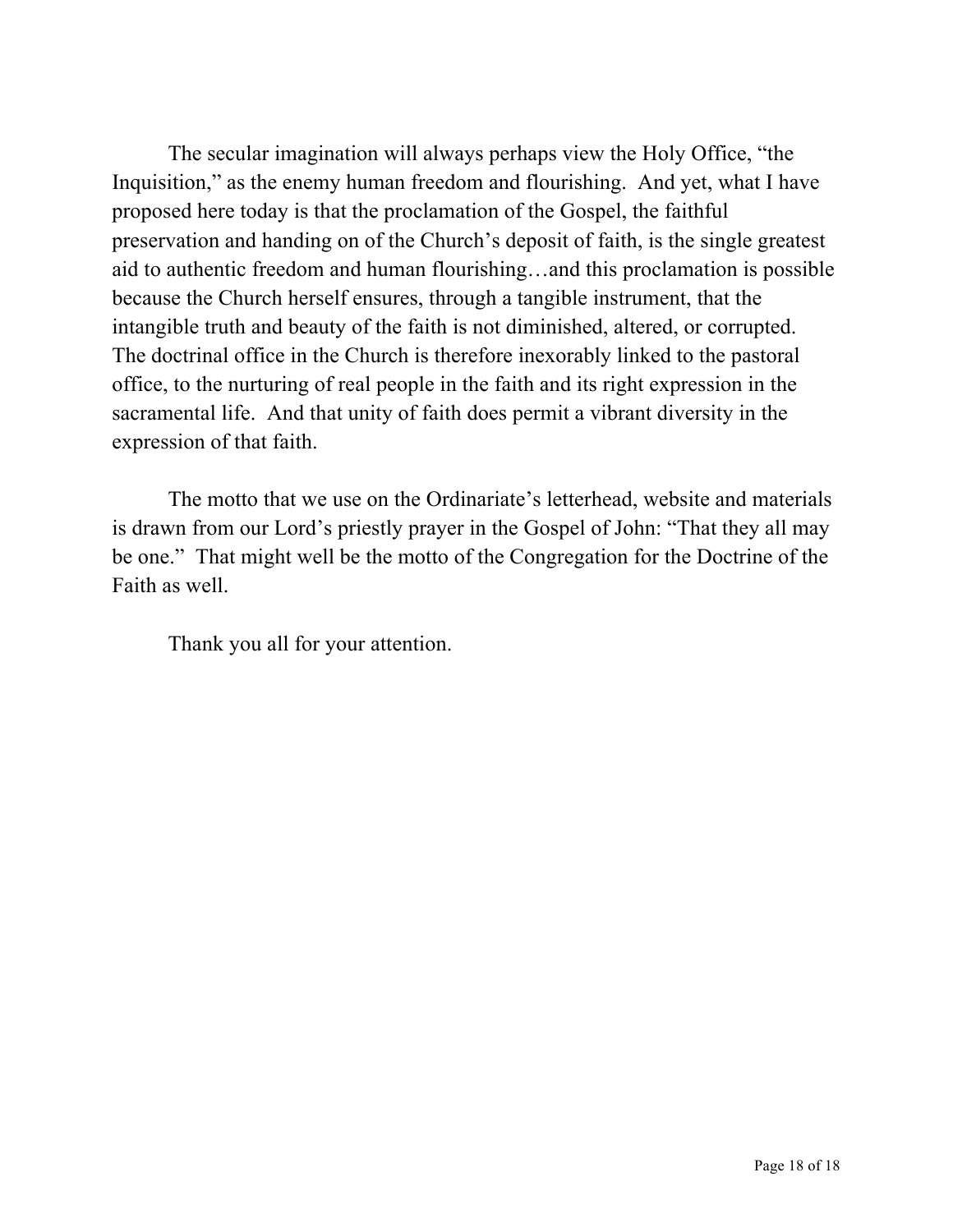The secular imagination will always perhaps view the Holy Office, "the Inquisition," as the enemy human freedom and flourishing. And yet, what I have proposed here today is that the proclamation of the Gospel, the faithful preservation and handing on of the Church's deposit of faith, is the single greatest aid to authentic freedom and human flourishing…and this proclamation is possible because the Church herself ensures, through a tangible instrument, that the intangible truth and beauty of the faith is not diminished, altered, or corrupted. The doctrinal office in the Church is therefore inexorably linked to the pastoral office, to the nurturing of real people in the faith and its right expression in the sacramental life. And that unity of faith does permit a vibrant diversity in the expression of that faith.

The motto that we use on the Ordinariate's letterhead, website and materials is drawn from our Lord's priestly prayer in the Gospel of John: "That they all may be one." That might well be the motto of the Congregation for the Doctrine of the Faith as well.

Thank you all for your attention.